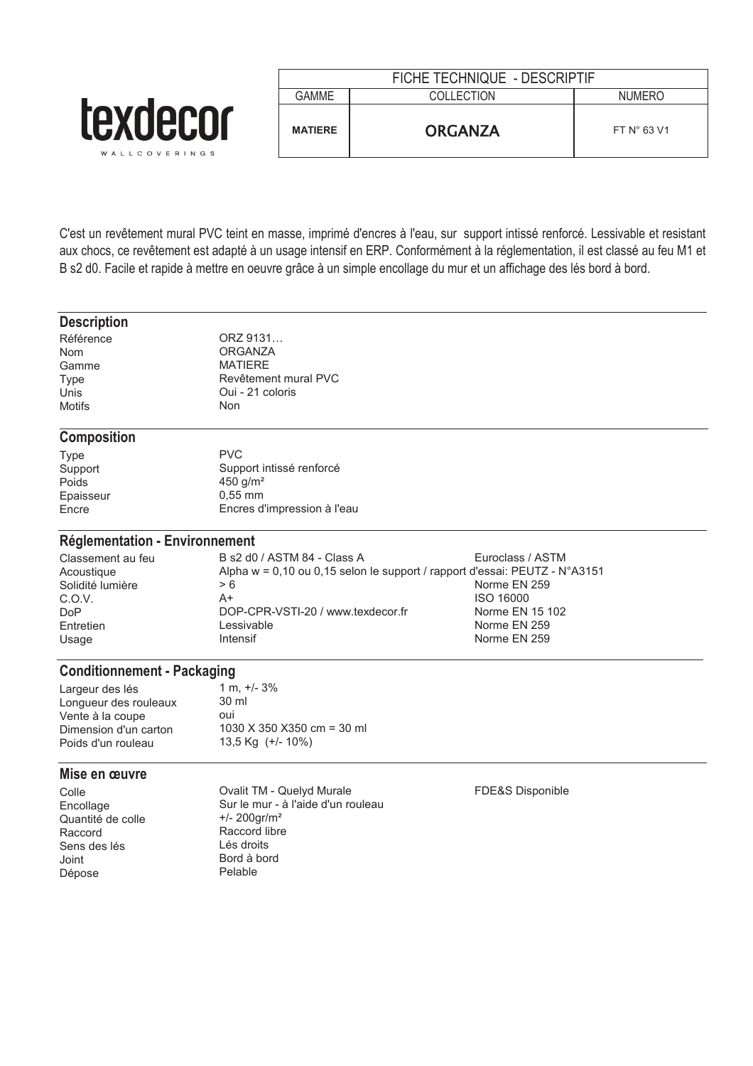texdecor
WALLCOVERINGS

| FICHE TECHNIQUE - DESCRIPTIF | | |
|---|---|---|
| GAMME | COLLECTION | NUMERO |
| **MATIERE** | **ORGANZA** | FT N° 63 V1 |

C'est un revêtement mural PVC teint en masse, imprimé d'encres à l'eau, sur support intissé renforcé. Lessivable et resistant aux chocs, ce revêtement est adapté à un usage intensif en ERP. Conformément à la réglementation, il est classé au feu M1 et B s2 d0. Facile et rapide à mettre en oeuvre grâce à un simple encollage du mur et un affichage des lés bord à bord.

## Description

| | |
|---|---|
| Référence | ORZ 9131… |
| Nom | ORGANZA |
| Gamme | MATIERE |
| Type | Revêtement mural PVC |
| Unis | Oui - 21 coloris |
| Motifs | Non |

## Composition

| | |
|---|---|
| Type | PVC |
| Support | Support intissé renforcé |
| Poids | 450 g/m² |
| Epaisseur | 0,55 mm |
| Encre | Encres d'impression à l'eau |

## Réglementation - Environnement

| | | |
|---|---|---|
| Classement au feu | B s2 d0 / ASTM 84 - Class A | Euroclass / ASTM |
| Acoustique | Alpha w = 0,10 ou 0,15 selon le support / rapport d'essai: PEUTZ - N°A3151 | |
| Solidité lumière | > 6 | Norme EN 259 |
| C.O.V. | A+ | ISO 16000 |
| DoP | DOP-CPR-VSTI-20 / www.texdecor.fr | Norme EN 15 102 |
| Entretien | Lessivable | Norme EN 259 |
| Usage | Intensif | Norme EN 259 |

## Conditionnement - Packaging

| | |
|---|---|
| Largeur des lés | 1 m, +/- 3% |
| Longueur des rouleaux | 30 ml |
| Vente à la coupe | oui |
| Dimension d'un carton | 1030 X 350 X350 cm = 30 ml |
| Poids d'un rouleau | 13,5 Kg (+/- 10%) |

## Mise en œuvre

| | | |
|---|---|---|
| Colle | Ovalit TM - Quelyd Murale | FDE&S Disponible |
| Encollage | Sur le mur - à l'aide d'un rouleau | |
| Quantité de colle | +/- 200gr/m² | |
| Raccord | Raccord libre | |
| Sens des lés | Lés droits | |
| Joint | Bord à bord | |
| Dépose | Pelable | |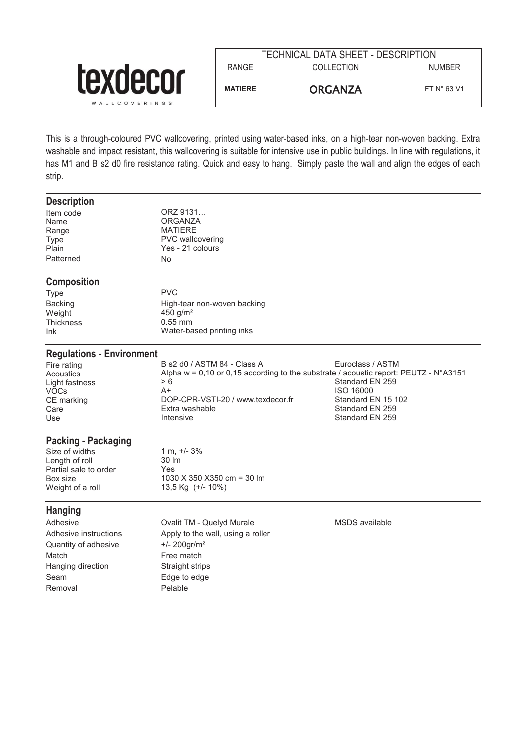texdecor

WALLCOVERINGS

| TECHNICAL DATA SHEET - DESCRIPTION | | |
|---|---|---|
| RANGE | COLLECTION | NUMBER |
| **MATIERE** | ORGANZA | FT N° 63 V1 |

This is a through-coloured PVC wallcovering, printed using water-based inks, on a high-tear non-woven backing. Extra washable and impact resistant, this wallcovering is suitable for intensive use in public buildings. In line with regulations, it has M1 and B s2 d0 fire resistance rating. Quick and easy to hang. Simply paste the wall and align the edges of each strip.

## Description

| | |
|---|---|
| Item code | ORZ 9131… |
| Name | ORGANZA |
| Range | MATIERE |
| Type | PVC wallcovering |
| Plain | Yes - 21 colours |
| Patterned | No |

## Composition

| | |
|---|---|
| Type | PVC |
| Backing | High-tear non-woven backing |
| Weight | 450 g/m² |
| Thickness | 0.55 mm |
| Ink | Water-based printing inks |

## Regulations - Environment

| | | |
|---|---|---|
| Fire rating | B s2 d0 / ASTM 84 - Class A | Euroclass / ASTM |
| Acoustics | Alpha w = 0,10 or 0,15 according to the substrate / acoustic report: PEUTZ - N°A3151 | |
| Light fastness | > 6 | Standard EN 259 |
| VOCs | A+ | ISO 16000 |
| CE marking | DOP-CPR-VSTI-20 / www.texdecor.fr | Standard EN 15 102 |
| Care | Extra washable | Standard EN 259 |
| Use | Intensive | Standard EN 259 |

## Packing - Packaging

| | |
|---|---|
| Size of widths | 1 m, +/- 3% |
| Length of roll | 30 lm |
| Partial sale to order | Yes |
| Box size | 1030 X 350 X350 cm = 30 lm |
| Weight of a roll | 13,5 Kg (+/- 10%) |

## Hanging

| | | |
|---|---|---|
| Adhesive | Ovalit TM - Quelyd Murale | MSDS available |
| Adhesive instructions | Apply to the wall, using a roller | |
| Quantity of adhesive | +/- 200gr/m² | |
| Match | Free match | |
| Hanging direction | Straight strips | |
| Seam | Edge to edge | |
| Removal | Pelable | |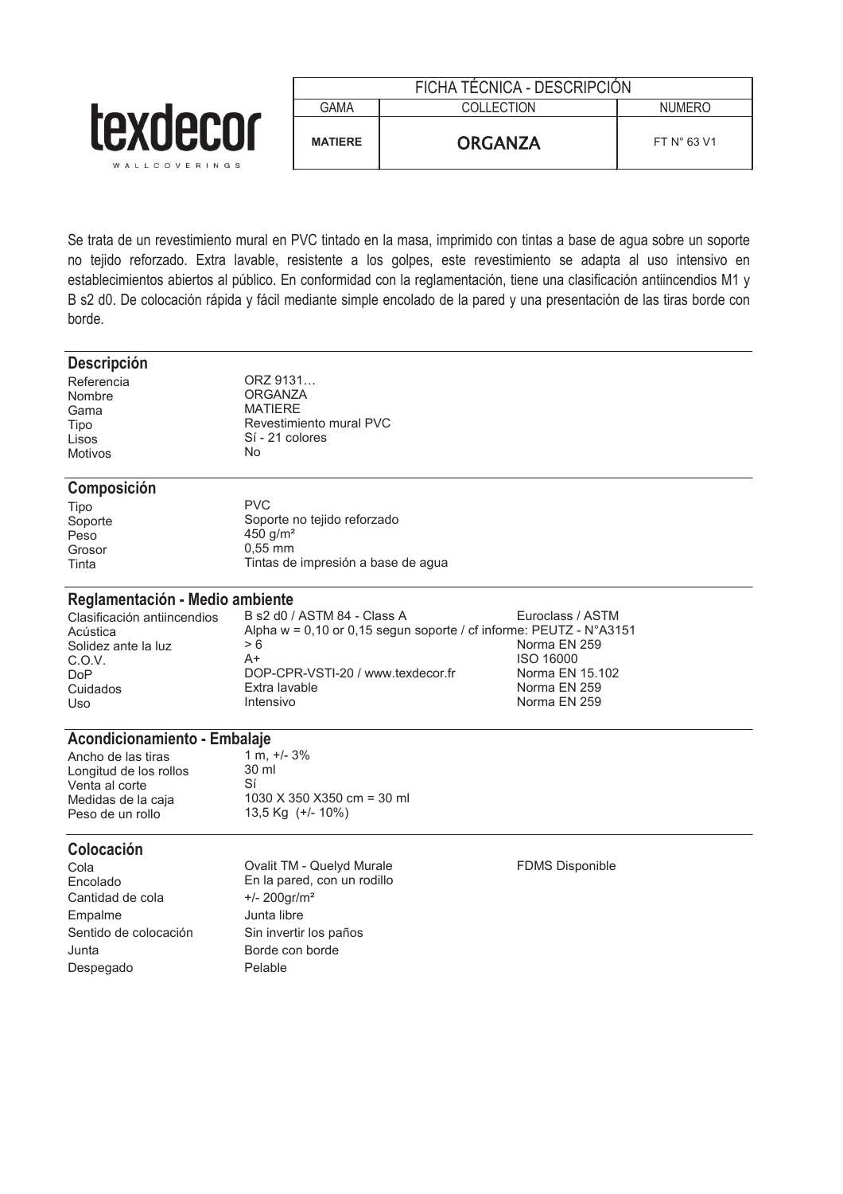**texdecor**
WALLCOVERINGS

| FICHA TÉCNICA - DESCRIPCIÓN | | |
|---|---|---|
| GAMA | COLLECTION | NUMERO |
| **MATIERE** | **ORGANZA** | FT N° 63 V1 |

Se trata de un revestimiento mural en PVC tintado en la masa, imprimido con tintas a base de agua sobre un soporte no tejido reforzado. Extra lavable, resistente a los golpes, este revestimiento se adapta al uso intensivo en establecimientos abiertos al público. En conformidad con la reglamentación, tiene una clasificación antiincendios M1 y B s2 d0. De colocación rápida y fácil mediante simple encolado de la pared y una presentación de las tiras borde con borde.

## Descripción

| | |
|---|---|
| Referencia | ORZ 9131… |
| Nombre | ORGANZA |
| Gama | MATIERE |
| Tipo | Revestimiento mural PVC |
| Lisos | Sí - 21 colores |
| Motivos | No |

## Composición

| | |
|---|---|
| Tipo | PVC |
| Soporte | Soporte no tejido reforzado |
| Peso | 450 g/m² |
| Grosor | 0,55 mm |
| Tinta | Tintas de impresión a base de agua |

## Reglamentación - Medio ambiente

| | | |
|---|---|---|
| Clasificación antiincendios | B s2 d0 / ASTM 84 - Class A | Euroclass / ASTM |
| Acústica | Alpha w = 0,10 or 0,15 segun soporte / cf informe: PEUTZ - N°A3151 | |
| Solidez ante la luz | > 6 | Norma EN 259 |
| C.O.V. | A+ | ISO 16000 |
| DoP | DOP-CPR-VSTI-20 / www.texdecor.fr | Norma EN 15.102 |
| Cuidados | Extra lavable | Norma EN 259 |
| Uso | Intensivo | Norma EN 259 |

## Acondicionamiento - Embalaje

| | |
|---|---|
| Ancho de las tiras | 1 m, +/- 3% |
| Longitud de los rollos | 30 ml |
| Venta al corte | Sí |
| Medidas de la caja | 1030 X 350 X350 cm = 30 ml |
| Peso de un rollo | 13,5 Kg (+/- 10%) |

## Colocación

| | | |
|---|---|---|
| Cola | Ovalit TM - Quelyd Murale | FDMS Disponible |
| Encolado | En la pared, con un rodillo | |
| Cantidad de cola | +/- 200gr/m² | |
| Empalme | Junta libre | |
| Sentido de colocación | Sin invertir los paños | |
| Junta | Borde con borde | |
| Despegado | Pelable | |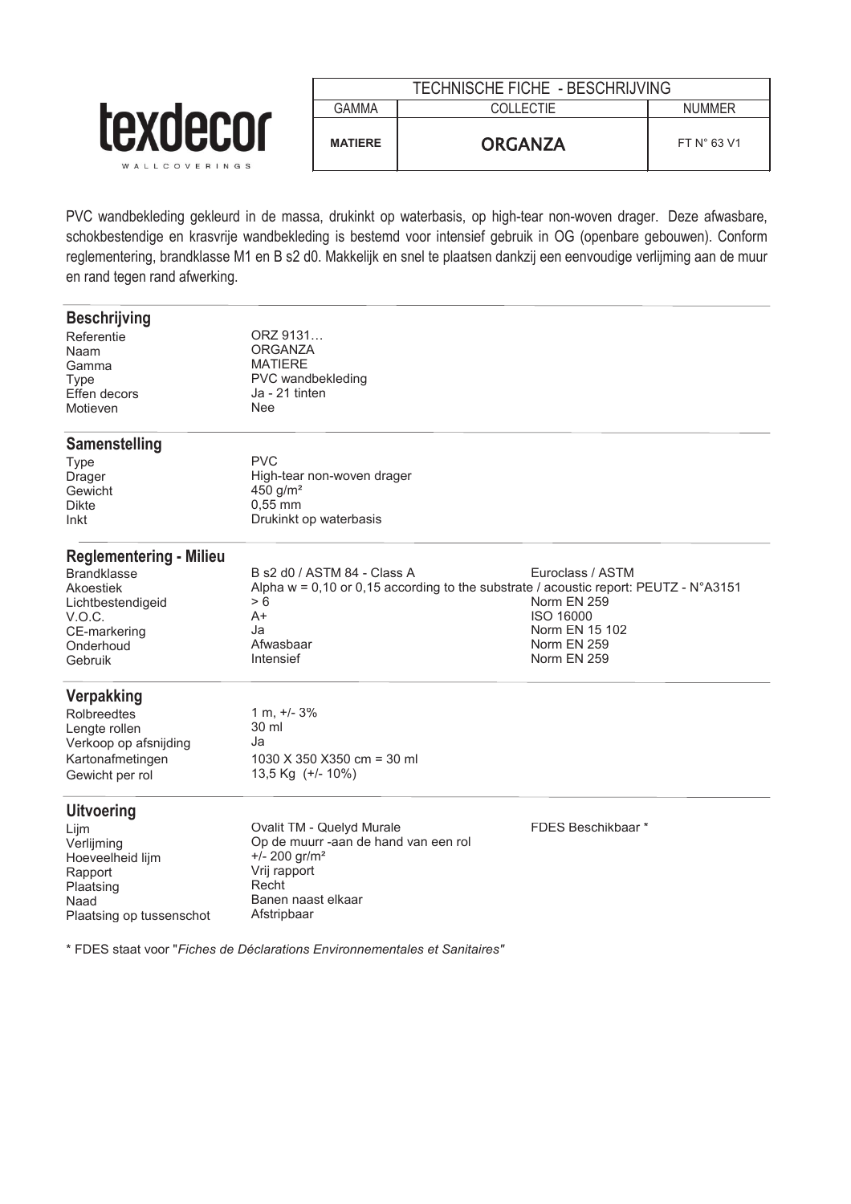texdecor
WALLCOVERINGS

| TECHNISCHE FICHE - BESCHRIJVING | | |
|---|---|---|
| GAMMA | COLLECTIE | NUMMER |
| **MATIERE** | ORGANZA | FT N° 63 V1 |

PVC wandbekleding gekleurd in de massa, drukinkt op waterbasis, op high-tear non-woven drager. Deze afwasbare, schokbestendige en krasvrije wandbekleding is bestemd voor intensief gebruik in OG (openbare gebouwen). Conform reglementering, brandklasse M1 en B s2 d0. Makkelijk en snel te plaatsen dankzij een eenvoudige verlijming aan de muur en rand tegen rand afwerking.

## Beschrijving

| | |
|---|---|
| Referentie | ORZ 9131… |
| Naam | ORGANZA |
| Gamma | MATIERE |
| Type | PVC wandbekleding |
| Effen decors | Ja - 21 tinten |
| Motieven | Nee |

## Samenstelling

| | |
|---|---|
| Type | PVC |
| Drager | High-tear non-woven drager |
| Gewicht | 450 g/m² |
| Dikte | 0,55 mm |
| Inkt | Drukinkt op waterbasis |

## Reglementering - Milieu

| | | |
|---|---|---|
| Brandklasse | B s2 d0 / ASTM 84 - Class A | Euroclass / ASTM |
| Akoestiek | Alpha w = 0,10 or 0,15 according to the substrate / acoustic report: PEUTZ - N°A3151 | |
| Lichtbestendigeid | > 6 | Norm EN 259 |
| V.O.C. | A+ | ISO 16000 |
| CE-markering | Ja | Norm EN 15 102 |
| Onderhoud | Afwasbaar | Norm EN 259 |
| Gebruik | Intensief | Norm EN 259 |

## Verpakking

| | |
|---|---|
| Rolbreedtes | 1 m, +/- 3% |
| Lengte rollen | 30 ml |
| Verkoop op afsnijding | Ja |
| Kartonafmetingen | 1030 X 350 X350 cm = 30 ml |
| Gewicht per rol | 13,5 Kg (+/- 10%) |

## Uitvoering

| | | |
|---|---|---|
| Lijm | Ovalit TM - Quelyd Murale | FDES Beschikbaar * |
| Verlijming | Op de muurr -aan de hand van een rol | |
| Hoeveelheid lijm | +/- 200 gr/m² | |
| Rapport | Vrij rapport | |
| Plaatsing | Recht | |
| Naad | Banen naast elkaar | |
| Plaatsing op tussenschot | Afstripbaar | |

* FDES staat voor "*Fiches de Déclarations Environnementales et Sanitaires*"